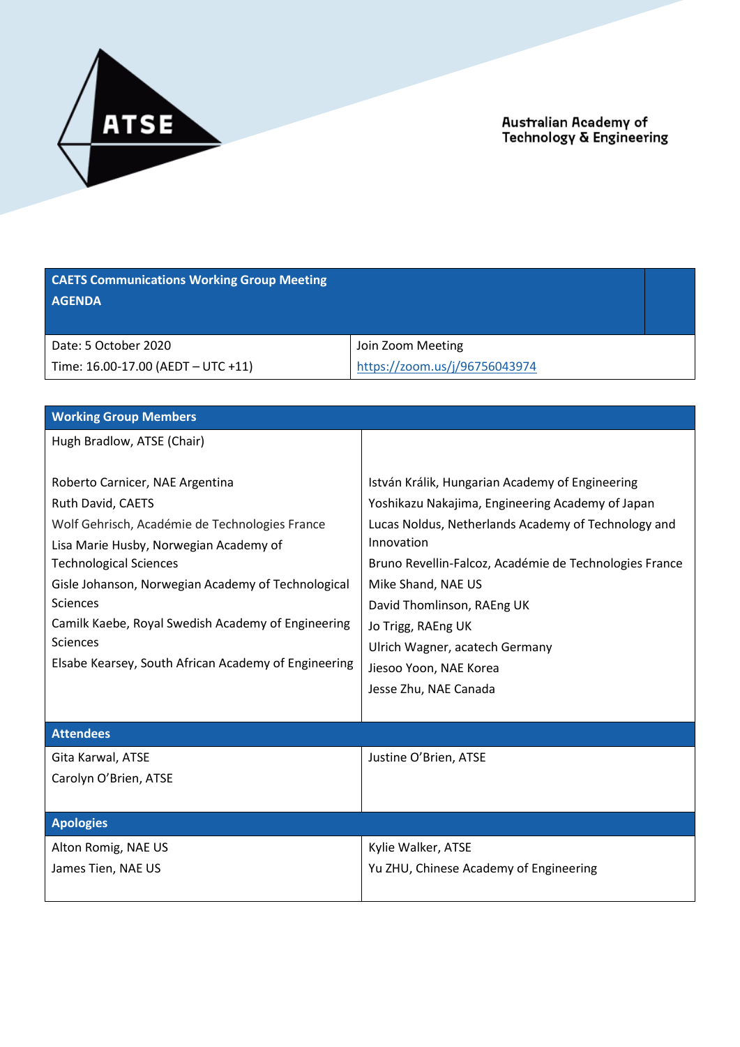Australian Academy of Technology & Engineering

| CAETS Communications Working Group Meeting AGENDA | |
|---|---|
| Date: 5 October 2020 | Join Zoom Meeting |
| Time: 16.00-17.00 (AEDT – UTC +11) | https://zoom.us/j/96756043974 |

| Working Group Members | |
|---|---|
| Hugh Bradlow, ATSE (Chair) | |
| Roberto Carnicer, NAE Argentina | István Králik, Hungarian Academy of Engineering |
| Ruth David, CAETS | Yoshikazu Nakajima, Engineering Academy of Japan |
| Wolf Gehrisch, Académie de Technologies France | Lucas Noldus, Netherlands Academy of Technology and Innovation |
| Lisa Marie Husby, Norwegian Academy of Technological Sciences | Bruno Revellin-Falcoz, Académie de Technologies France |
| Gisle Johanson, Norwegian Academy of Technological Sciences | Mike Shand, NAE US |
| Camilk Kaebe, Royal Swedish Academy of Engineering Sciences | David Thomlinson, RAEng UK |
| Elsabe Kearsey, South African Academy of Engineering | Jo Trigg, RAEng UK |
| | Ulrich Wagner, acatech Germany |
| | Jiesoo Yoon, NAE Korea |
| | Jesse Zhu, NAE Canada |
| **Attendees** | |
| Gita Karwal, ATSE | Justine O'Brien, ATSE |
| Carolyn O'Brien, ATSE | |
| **Apologies** | |
| Alton Romig, NAE US | Kylie Walker, ATSE |
| James Tien, NAE US | Yu ZHU, Chinese Academy of Engineering |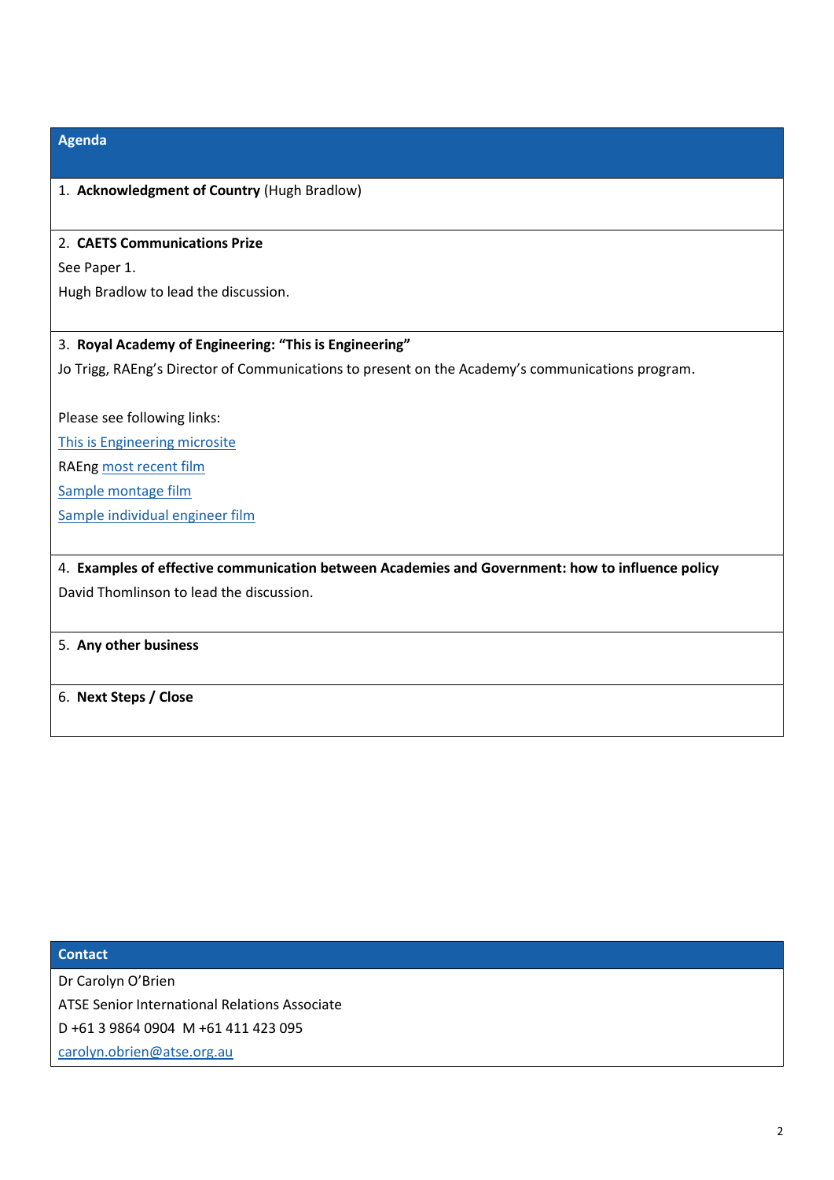## Agenda

1. **Acknowledgment of Country** (Hugh Bradlow)

2. **CAETS Communications Prize**

See Paper 1.

Hugh Bradlow to lead the discussion.

3. **Royal Academy of Engineering: "This is Engineering"**

Jo Trigg, RAEng's Director of Communications to present on the Academy's communications program.

Please see following links:

This is Engineering microsite

RAEng most recent film

Sample montage film

Sample individual engineer film

4. **Examples of effective communication between Academies and Government: how to influence policy**

David Thomlinson to lead the discussion.

5. **Any other business**

6. **Next Steps / Close**

## Contact

Dr Carolyn O'Brien

ATSE Senior International Relations Associate

D +61 3 9864 0904  M +61 411 423 095

carolyn.obrien@atse.org.au